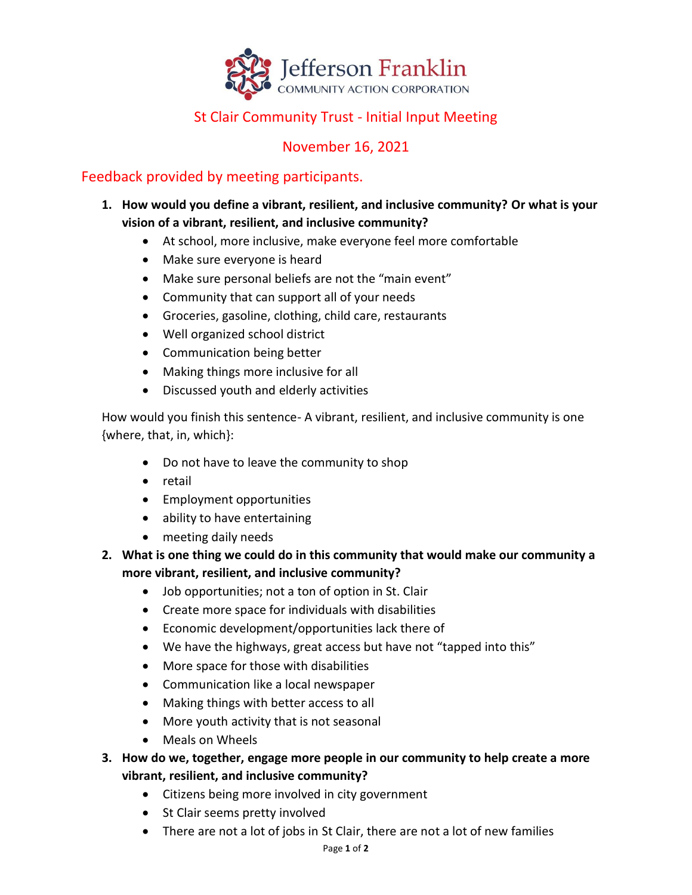Jefferson Franklin
COMMUNITY ACTION CORPORATION

# St Clair Community Trust - Initial Input Meeting

## November 16, 2021

### Feedback provided by meeting participants.

1. **How would you define a vibrant, resilient, and inclusive community? Or what is your vision of a vibrant, resilient, and inclusive community?**
   - At school, more inclusive, make everyone feel more comfortable
   - Make sure everyone is heard
   - Make sure personal beliefs are not the "main event"
   - Community that can support all of your needs
   - Groceries, gasoline, clothing, child care, restaurants
   - Well organized school district
   - Communication being better
   - Making things more inclusive for all
   - Discussed youth and elderly activities

   How would you finish this sentence- A vibrant, resilient, and inclusive community is one {where, that, in, which}:

   - Do not have to leave the community to shop
   - retail
   - Employment opportunities
   - ability to have entertaining
   - meeting daily needs
2. **What is one thing we could do in this community that would make our community a more vibrant, resilient, and inclusive community?**
   - Job opportunities; not a ton of option in St. Clair
   - Create more space for individuals with disabilities
   - Economic development/opportunities lack there of
   - We have the highways, great access but have not "tapped into this"
   - More space for those with disabilities
   - Communication like a local newspaper
   - Making things with better access to all
   - More youth activity that is not seasonal
   - Meals on Wheels
3. **How do we, together, engage more people in our community to help create a more vibrant, resilient, and inclusive community?**
   - Citizens being more involved in city government
   - St Clair seems pretty involved
   - There are not a lot of jobs in St Clair, there are not a lot of new families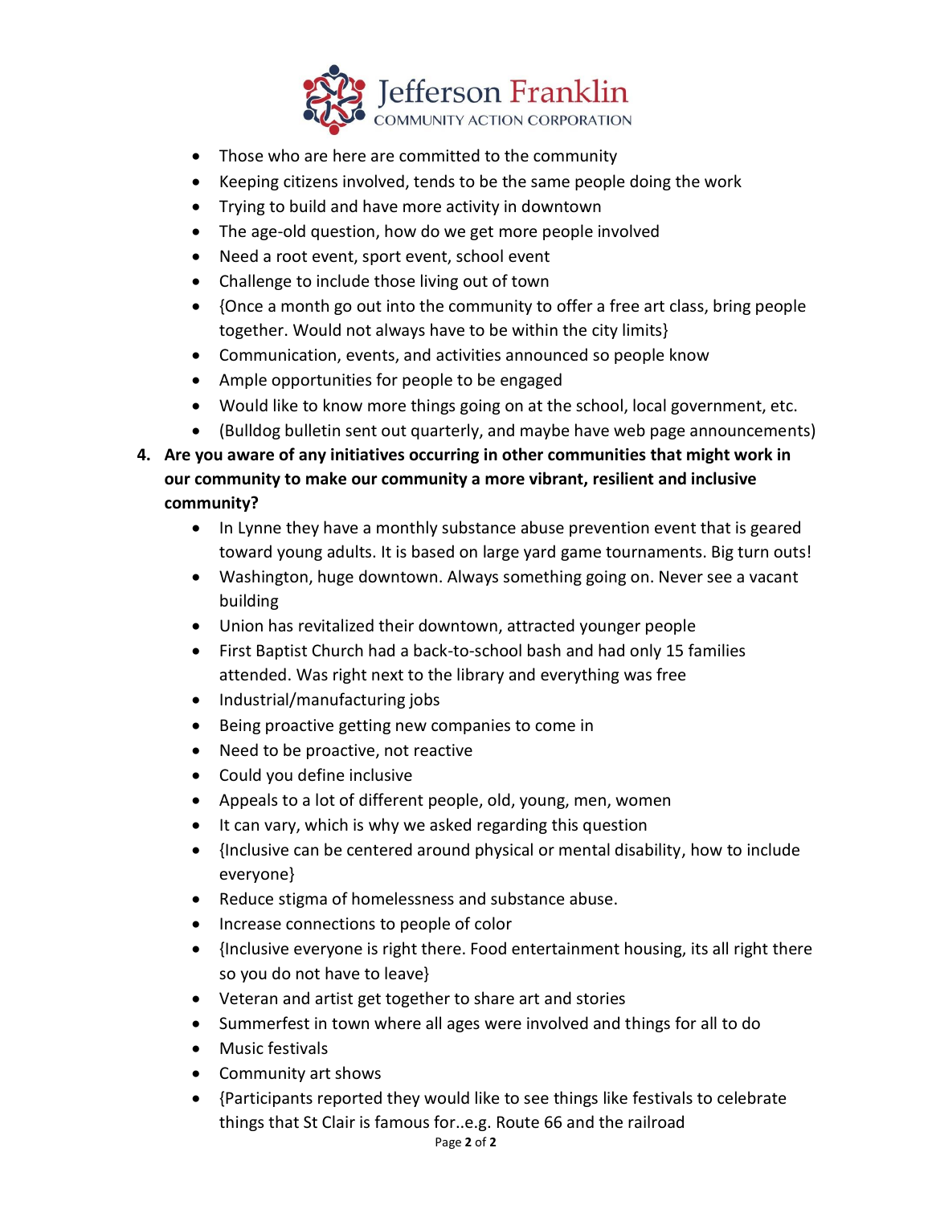- Those who are here are committed to the community
- Keeping citizens involved, tends to be the same people doing the work
- Trying to build and have more activity in downtown
- The age-old question, how do we get more people involved
- Need a root event, sport event, school event
- Challenge to include those living out of town
- {Once a month go out into the community to offer a free art class, bring people together. Would not always have to be within the city limits}
- Communication, events, and activities announced so people know
- Ample opportunities for people to be engaged
- Would like to know more things going on at the school, local government, etc.
- (Bulldog bulletin sent out quarterly, and maybe have web page announcements)

4. **Are you aware of any initiatives occurring in other communities that might work in our community to make our community a more vibrant, resilient and inclusive community?**
    - In Lynne they have a monthly substance abuse prevention event that is geared toward young adults. It is based on large yard game tournaments. Big turn outs!
    - Washington, huge downtown. Always something going on. Never see a vacant building
    - Union has revitalized their downtown, attracted younger people
    - First Baptist Church had a back-to-school bash and had only 15 families attended. Was right next to the library and everything was free
    - Industrial/manufacturing jobs
    - Being proactive getting new companies to come in
    - Need to be proactive, not reactive
    - Could you define inclusive
    - Appeals to a lot of different people, old, young, men, women
    - It can vary, which is why we asked regarding this question
    - {Inclusive can be centered around physical or mental disability, how to include everyone}
    - Reduce stigma of homelessness and substance abuse.
    - Increase connections to people of color
    - {Inclusive everyone is right there. Food entertainment housing, its all right there so you do not have to leave}
    - Veteran and artist get together to share art and stories
    - Summerfest in town where all ages were involved and things for all to do
    - Music festivals
    - Community art shows
    - {Participants reported they would like to see things like festivals to celebrate things that St Clair is famous for..e.g. Route 66 and the railroad